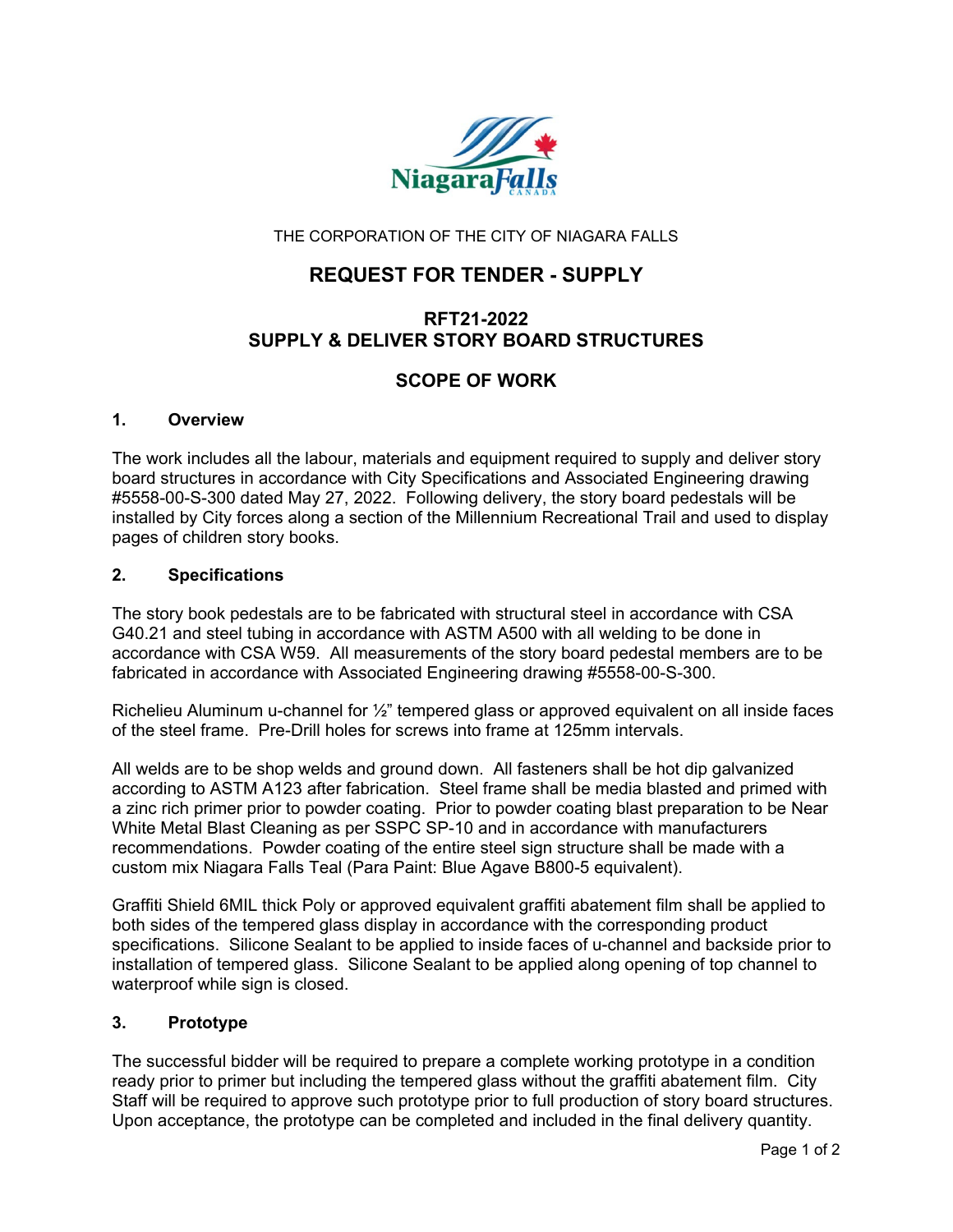THE CORPORATION OF THE CITY OF NIAGARA FALLS

# REQUEST FOR TENDER - SUPPLY

## RFT21-2022
## SUPPLY & DELIVER STORY BOARD STRUCTURES

## SCOPE OF WORK

### 1. Overview

The work includes all the labour, materials and equipment required to supply and deliver story board structures in accordance with City Specifications and Associated Engineering drawing #5558-00-S-300 dated May 27, 2022. Following delivery, the story board pedestals will be installed by City forces along a section of the Millennium Recreational Trail and used to display pages of children story books.

### 2. Specifications

The story book pedestals are to be fabricated with structural steel in accordance with CSA G40.21 and steel tubing in accordance with ASTM A500 with all welding to be done in accordance with CSA W59. All measurements of the story board pedestal members are to be fabricated in accordance with Associated Engineering drawing #5558-00-S-300.

Richelieu Aluminum u-channel for ½" tempered glass or approved equivalent on all inside faces of the steel frame. Pre-Drill holes for screws into frame at 125mm intervals.

All welds are to be shop welds and ground down. All fasteners shall be hot dip galvanized according to ASTM A123 after fabrication. Steel frame shall be media blasted and primed with a zinc rich primer prior to powder coating. Prior to powder coating blast preparation to be Near White Metal Blast Cleaning as per SSPC SP-10 and in accordance with manufacturers recommendations. Powder coating of the entire steel sign structure shall be made with a custom mix Niagara Falls Teal (Para Paint: Blue Agave B800-5 equivalent).

Graffiti Shield 6MIL thick Poly or approved equivalent graffiti abatement film shall be applied to both sides of the tempered glass display in accordance with the corresponding product specifications. Silicone Sealant to be applied to inside faces of u-channel and backside prior to installation of tempered glass. Silicone Sealant to be applied along opening of top channel to waterproof while sign is closed.

### 3. Prototype

The successful bidder will be required to prepare a complete working prototype in a condition ready prior to primer but including the tempered glass without the graffiti abatement film. City Staff will be required to approve such prototype prior to full production of story board structures. Upon acceptance, the prototype can be completed and included in the final delivery quantity.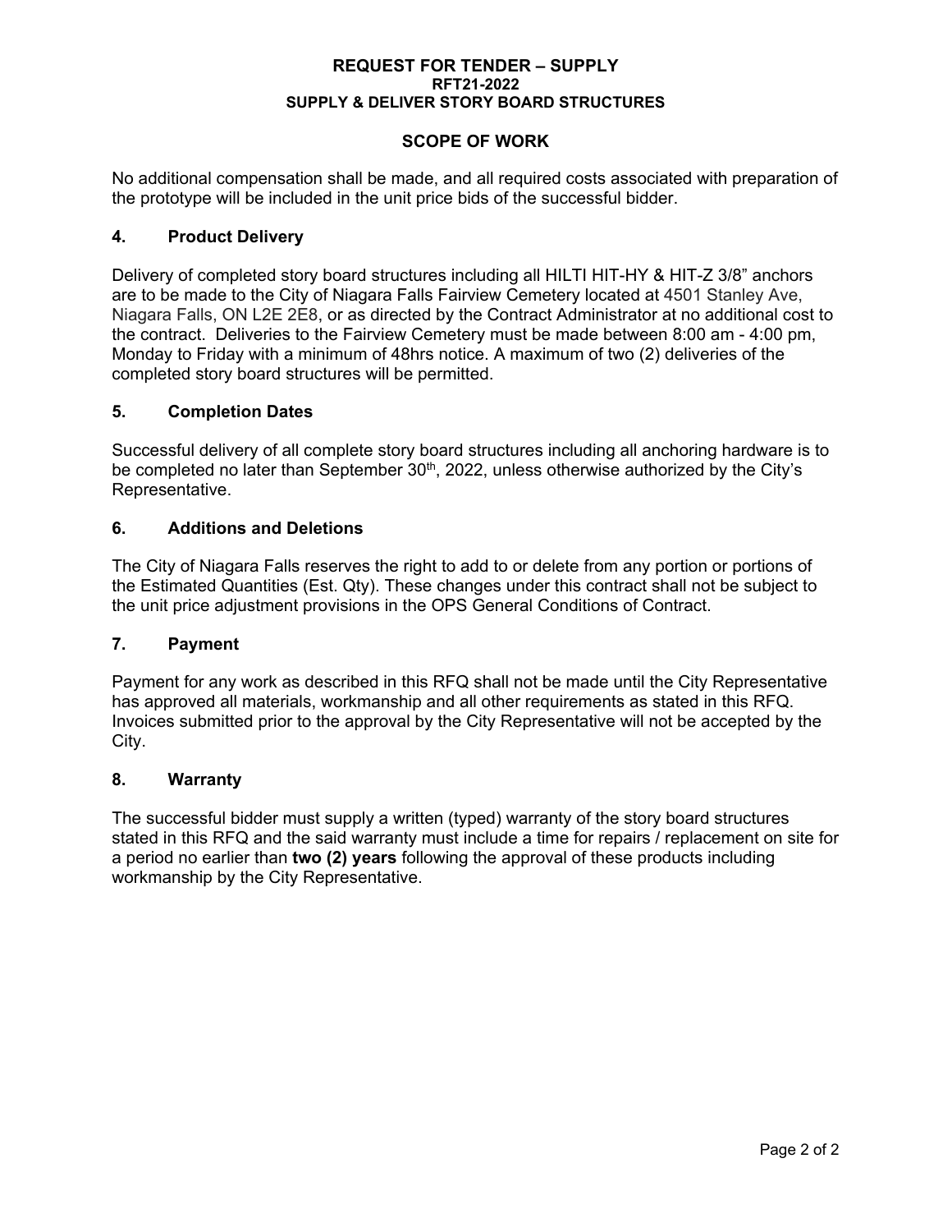**REQUEST FOR TENDER – SUPPLY**
**RFT21-2022**
**SUPPLY & DELIVER STORY BOARD STRUCTURES**

## SCOPE OF WORK

No additional compensation shall be made, and all required costs associated with preparation of the prototype will be included in the unit price bids of the successful bidder.

### 4. Product Delivery

Delivery of completed story board structures including all HILTI HIT-HY & HIT-Z 3/8" anchors are to be made to the City of Niagara Falls Fairview Cemetery located at 4501 Stanley Ave, Niagara Falls, ON L2E 2E8, or as directed by the Contract Administrator at no additional cost to the contract. Deliveries to the Fairview Cemetery must be made between 8:00 am - 4:00 pm, Monday to Friday with a minimum of 48hrs notice. A maximum of two (2) deliveries of the completed story board structures will be permitted.

### 5. Completion Dates

Successful delivery of all complete story board structures including all anchoring hardware is to be completed no later than September 30th, 2022, unless otherwise authorized by the City's Representative.

### 6. Additions and Deletions

The City of Niagara Falls reserves the right to add to or delete from any portion or portions of the Estimated Quantities (Est. Qty). These changes under this contract shall not be subject to the unit price adjustment provisions in the OPS General Conditions of Contract.

### 7. Payment

Payment for any work as described in this RFQ shall not be made until the City Representative has approved all materials, workmanship and all other requirements as stated in this RFQ. Invoices submitted prior to the approval by the City Representative will not be accepted by the City.

### 8. Warranty

The successful bidder must supply a written (typed) warranty of the story board structures stated in this RFQ and the said warranty must include a time for repairs / replacement on site for a period no earlier than **two (2) years** following the approval of these products including workmanship by the City Representative.